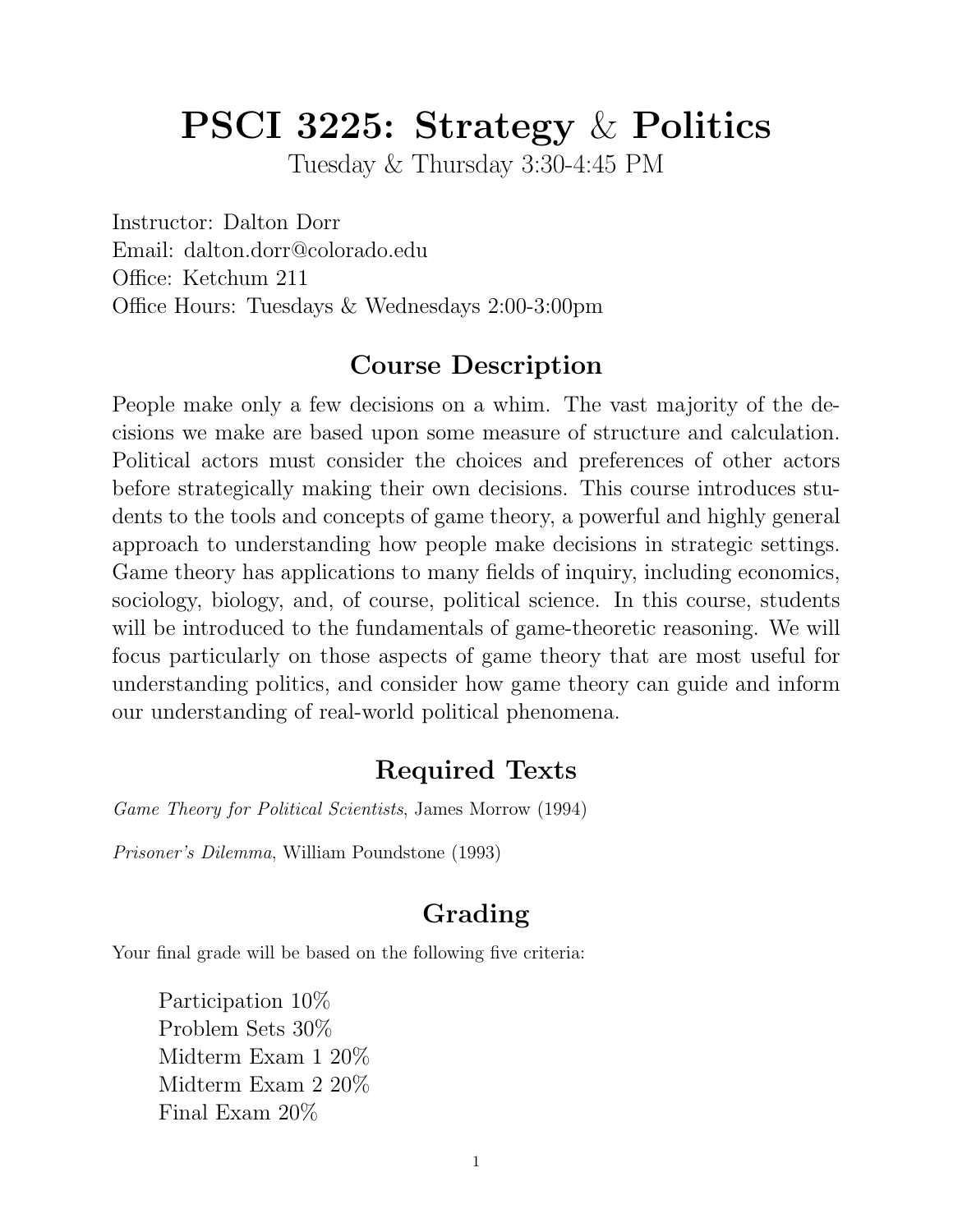# PSCI 3225: Strategy & Politics

Tuesday & Thursday 3:30-4:45 PM

Instructor: Dalton Dorr
Email: dalton.dorr@colorado.edu
Office: Ketchum 211
Office Hours: Tuesdays & Wednesdays 2:00-3:00pm

## Course Description

People make only a few decisions on a whim. The vast majority of the decisions we make are based upon some measure of structure and calculation. Political actors must consider the choices and preferences of other actors before strategically making their own decisions. This course introduces students to the tools and concepts of game theory, a powerful and highly general approach to understanding how people make decisions in strategic settings. Game theory has applications to many fields of inquiry, including economics, sociology, biology, and, of course, political science. In this course, students will be introduced to the fundamentals of game-theoretic reasoning. We will focus particularly on those aspects of game theory that are most useful for understanding politics, and consider how game theory can guide and inform our understanding of real-world political phenomena.

## Required Texts

*Game Theory for Political Scientists*, James Morrow (1994)

*Prisoner's Dilemma*, William Poundstone (1993)

## Grading

Your final grade will be based on the following five criteria:

- Participation 10%
- Problem Sets 30%
- Midterm Exam 1 20%
- Midterm Exam 2 20%
- Final Exam 20%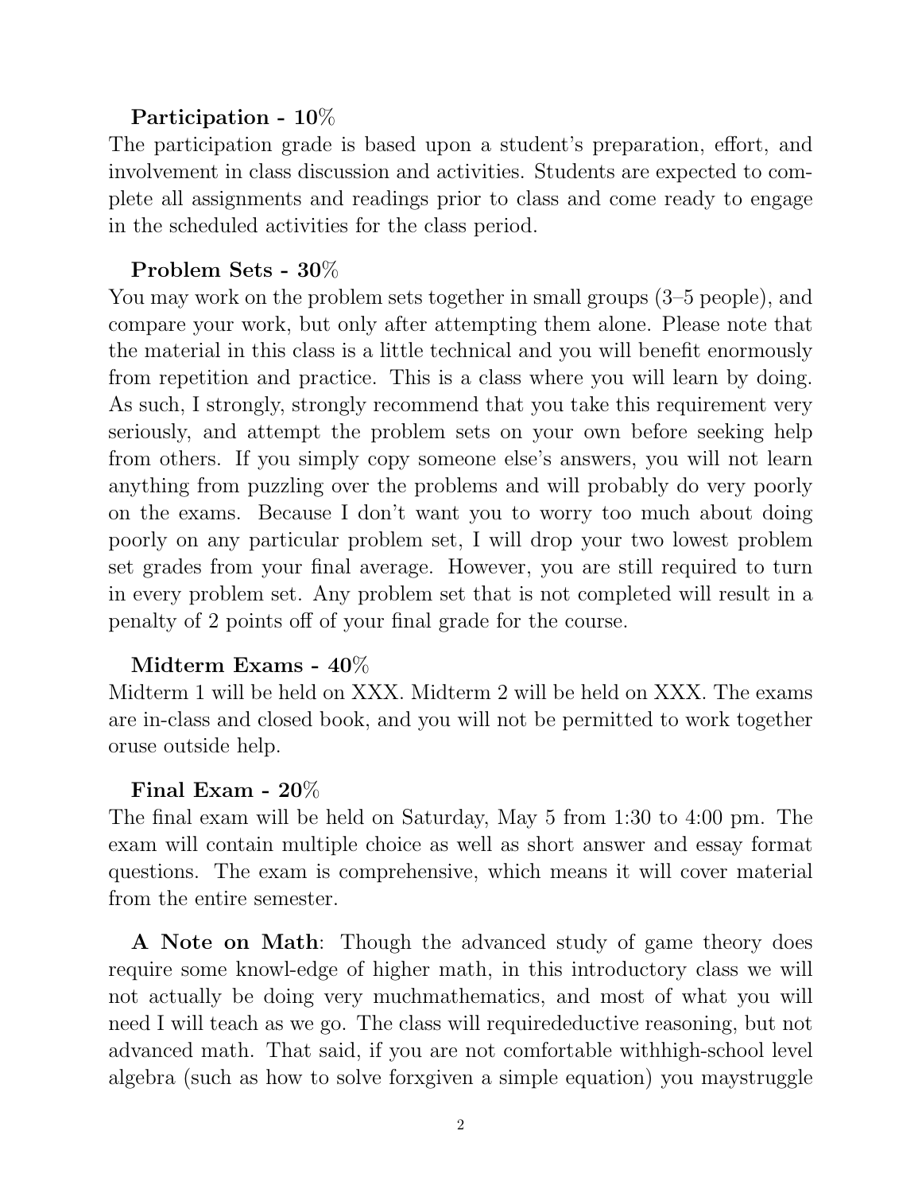**Participation - 10%**
The participation grade is based upon a student's preparation, effort, and involvement in class discussion and activities. Students are expected to complete all assignments and readings prior to class and come ready to engage in the scheduled activities for the class period.

**Problem Sets - 30%**
You may work on the problem sets together in small groups (3–5 people), and compare your work, but only after attempting them alone. Please note that the material in this class is a little technical and you will benefit enormously from repetition and practice. This is a class where you will learn by doing. As such, I strongly, strongly recommend that you take this requirement very seriously, and attempt the problem sets on your own before seeking help from others. If you simply copy someone else's answers, you will not learn anything from puzzling over the problems and will probably do very poorly on the exams. Because I don't want you to worry too much about doing poorly on any particular problem set, I will drop your two lowest problem set grades from your final average. However, you are still required to turn in every problem set. Any problem set that is not completed will result in a penalty of 2 points off of your final grade for the course.

**Midterm Exams - 40%**
Midterm 1 will be held on XXX. Midterm 2 will be held on XXX. The exams are in-class and closed book, and you will not be permitted to work together oruse outside help.

**Final Exam - 20%**
The final exam will be held on Saturday, May 5 from 1:30 to 4:00 pm. The exam will contain multiple choice as well as short answer and essay format questions. The exam is comprehensive, which means it will cover material from the entire semester.

**A Note on Math**: Though the advanced study of game theory does require some knowl-edge of higher math, in this introductory class we will not actually be doing very muchmathematics, and most of what you will need I will teach as we go. The class will requiredeductive reasoning, but not advanced math. That said, if you are not comfortable withhigh-school level algebra (such as how to solve forxgiven a simple equation) you maystruggle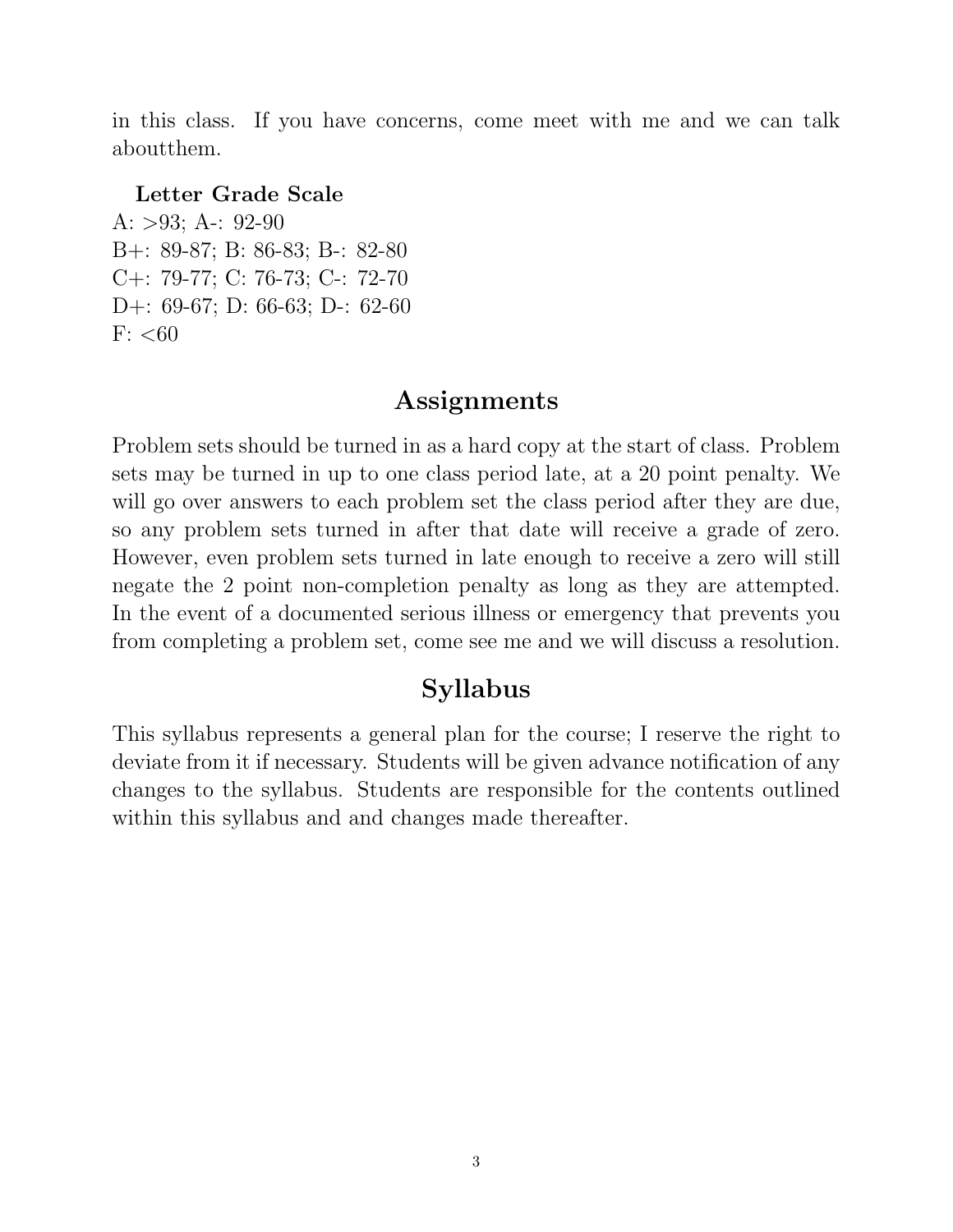in this class. If you have concerns, come meet with me and we can talk aboutthem.

**Letter Grade Scale**

A: >93; A-: 92-90
B+: 89-87; B: 86-83; B-: 82-80
C+: 79-77; C: 76-73; C-: 72-70
D+: 69-67; D: 66-63; D-: 62-60
F: <60

## Assignments

Problem sets should be turned in as a hard copy at the start of class. Problem sets may be turned in up to one class period late, at a 20 point penalty. We will go over answers to each problem set the class period after they are due, so any problem sets turned in after that date will receive a grade of zero. However, even problem sets turned in late enough to receive a zero will still negate the 2 point non-completion penalty as long as they are attempted. In the event of a documented serious illness or emergency that prevents you from completing a problem set, come see me and we will discuss a resolution.

## Syllabus

This syllabus represents a general plan for the course; I reserve the right to deviate from it if necessary. Students will be given advance notification of any changes to the syllabus. Students are responsible for the contents outlined within this syllabus and and changes made thereafter.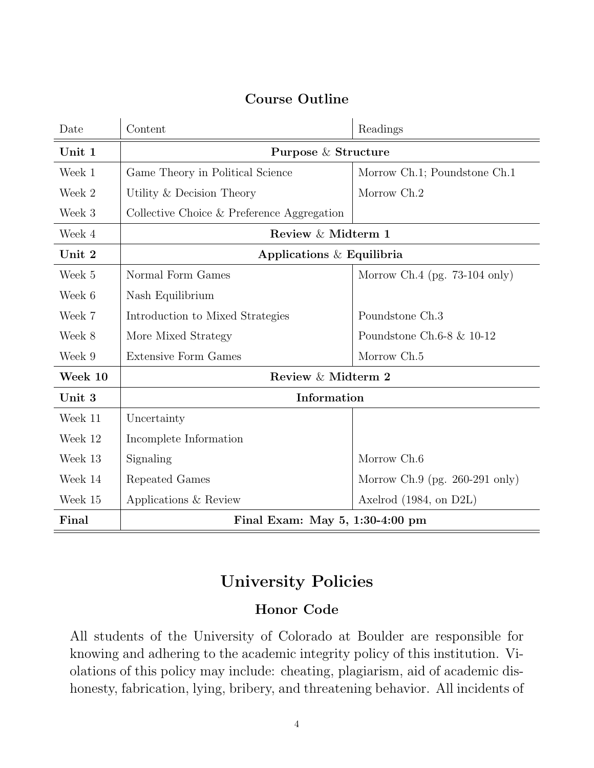## Course Outline

| Date | Content | Readings |
|---|---|---|
| **Unit 1** | **Purpose & Structure** | |
| Week 1 | Game Theory in Political Science | Morrow Ch.1; Poundstone Ch.1 |
| Week 2 | Utility & Decision Theory | Morrow Ch.2 |
| Week 3 | Collective Choice & Preference Aggregation | |
| Week 4 | **Review & Midterm 1** | |
| **Unit 2** | **Applications & Equilibria** | |
| Week 5 | Normal Form Games | Morrow Ch.4 (pg. 73-104 only) |
| Week 6 | Nash Equilibrium | |
| Week 7 | Introduction to Mixed Strategies | Poundstone Ch.3 |
| Week 8 | More Mixed Strategy | Poundstone Ch.6-8 & 10-12 |
| Week 9 | Extensive Form Games | Morrow Ch.5 |
| **Week 10** | **Review & Midterm 2** | |
| **Unit 3** | **Information** | |
| Week 11 | Uncertainty | |
| Week 12 | Incomplete Information | |
| Week 13 | Signaling | Morrow Ch.6 |
| Week 14 | Repeated Games | Morrow Ch.9 (pg. 260-291 only) |
| Week 15 | Applications & Review | Axelrod (1984, on D2L) |
| **Final** | **Final Exam: May 5, 1:30-4:00 pm** | |

# University Policies

## Honor Code

All students of the University of Colorado at Boulder are responsible for knowing and adhering to the academic integrity policy of this institution. Violations of this policy may include: cheating, plagiarism, aid of academic dishonesty, fabrication, lying, bribery, and threatening behavior. All incidents of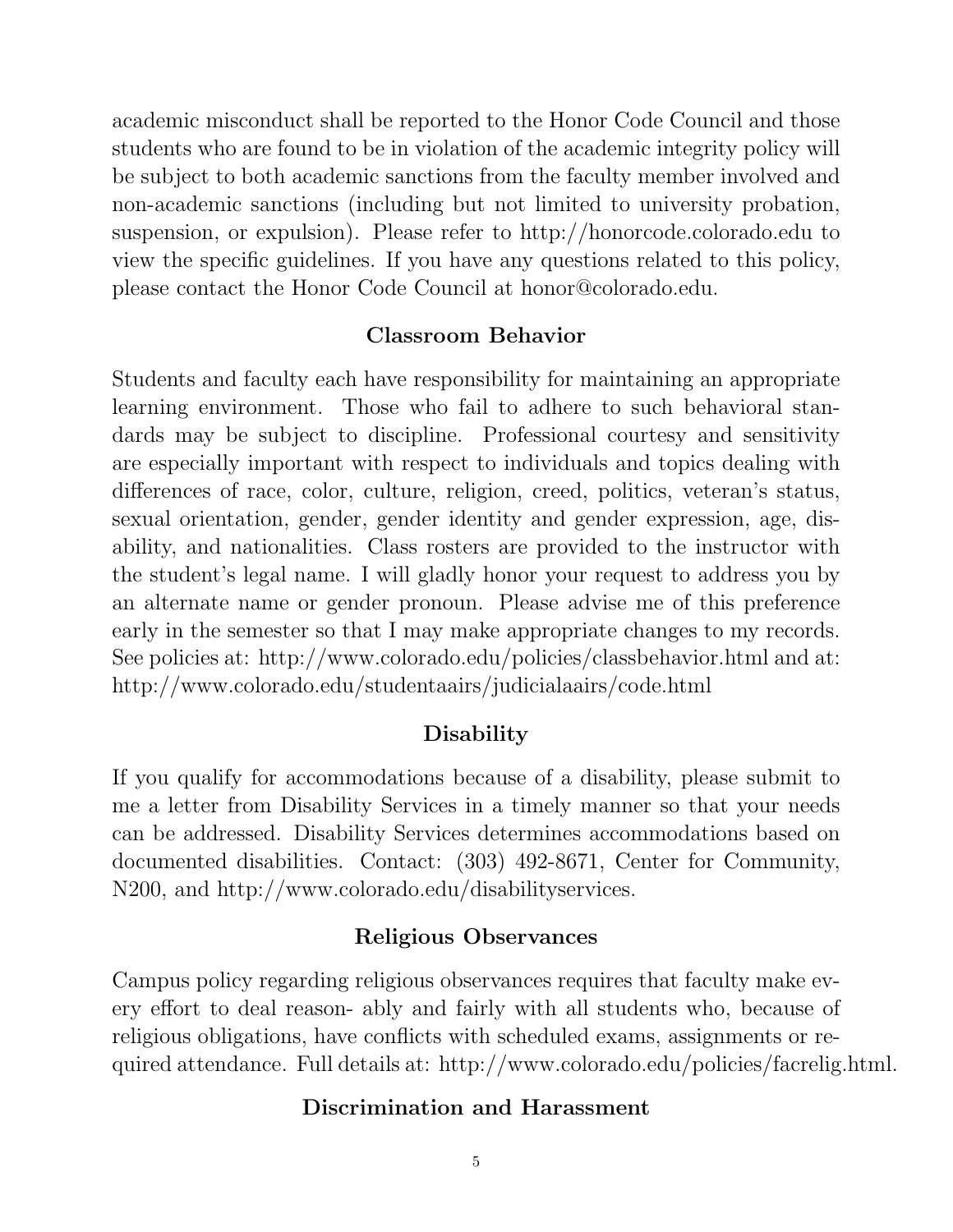academic misconduct shall be reported to the Honor Code Council and those students who are found to be in violation of the academic integrity policy will be subject to both academic sanctions from the faculty member involved and non-academic sanctions (including but not limited to university probation, suspension, or expulsion). Please refer to http://honorcode.colorado.edu to view the specific guidelines. If you have any questions related to this policy, please contact the Honor Code Council at honor@colorado.edu.

## Classroom Behavior

Students and faculty each have responsibility for maintaining an appropriate learning environment. Those who fail to adhere to such behavioral standards may be subject to discipline. Professional courtesy and sensitivity are especially important with respect to individuals and topics dealing with differences of race, color, culture, religion, creed, politics, veteran's status, sexual orientation, gender, gender identity and gender expression, age, disability, and nationalities. Class rosters are provided to the instructor with the student's legal name. I will gladly honor your request to address you by an alternate name or gender pronoun. Please advise me of this preference early in the semester so that I may make appropriate changes to my records. See policies at: http://www.colorado.edu/policies/classbehavior.html and at: http://www.colorado.edu/studentaairs/judicialaairs/code.html

## Disability

If you qualify for accommodations because of a disability, please submit to me a letter from Disability Services in a timely manner so that your needs can be addressed. Disability Services determines accommodations based on documented disabilities. Contact: (303) 492-8671, Center for Community, N200, and http://www.colorado.edu/disabilityservices.

## Religious Observances

Campus policy regarding religious observances requires that faculty make every effort to deal reason- ably and fairly with all students who, because of religious obligations, have conflicts with scheduled exams, assignments or required attendance. Full details at: http://www.colorado.edu/policies/facrelig.html.

## Discrimination and Harassment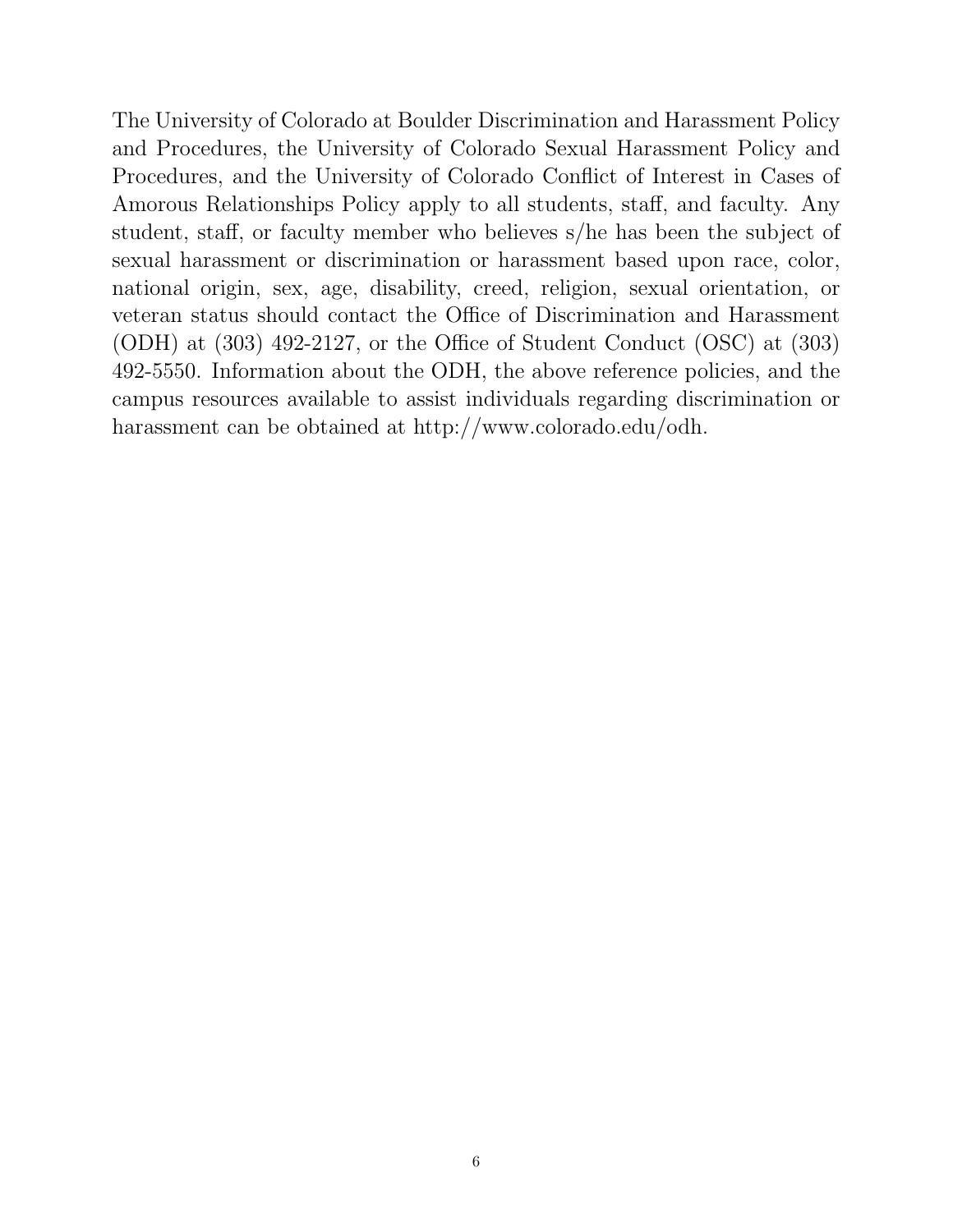The University of Colorado at Boulder Discrimination and Harassment Policy and Procedures, the University of Colorado Sexual Harassment Policy and Procedures, and the University of Colorado Conflict of Interest in Cases of Amorous Relationships Policy apply to all students, staff, and faculty. Any student, staff, or faculty member who believes s/he has been the subject of sexual harassment or discrimination or harassment based upon race, color, national origin, sex, age, disability, creed, religion, sexual orientation, or veteran status should contact the Office of Discrimination and Harassment (ODH) at (303) 492-2127, or the Office of Student Conduct (OSC) at (303) 492-5550. Information about the ODH, the above reference policies, and the campus resources available to assist individuals regarding discrimination or harassment can be obtained at http://www.colorado.edu/odh.